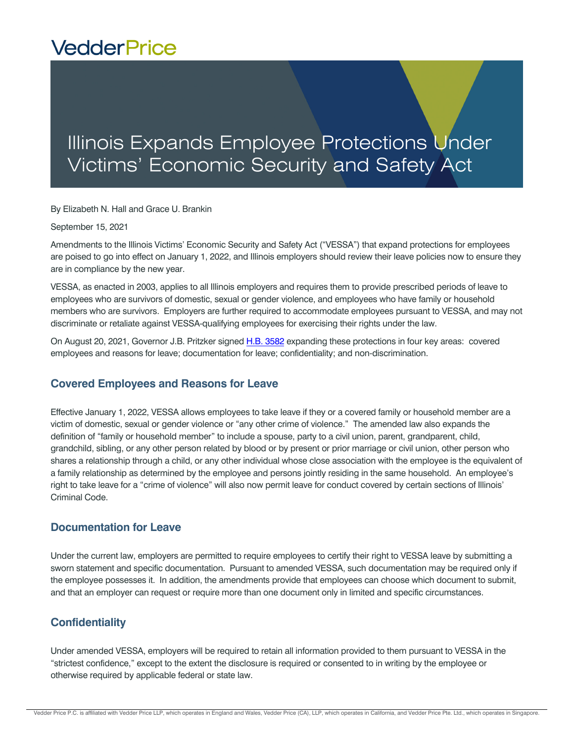VedderPrice

# Illinois Expands Employee Protections Under Victims' Economic Security and Safety Act

By Elizabeth N. Hall and Grace U. Brankin

September 15, 2021

Amendments to the Illinois Victims' Economic Security and Safety Act ("VESSA") that expand protections for employees are poised to go into effect on January 1, 2022, and Illinois employers should review their leave policies now to ensure they are in compliance by the new year.

VESSA, as enacted in 2003, applies to all Illinois employers and requires them to provide prescribed periods of leave to employees who are survivors of domestic, sexual or gender violence, and employees who have family or household members who are survivors. Employers are further required to accommodate employees pursuant to VESSA, and may not discriminate or retaliate against VESSA-qualifying employees for exercising their rights under the law.

On August 20, 2021, Governor J.B. Pritzker signed H.B. 3582 expanding these protections in four key areas: covered employees and reasons for leave; documentation for leave; confidentiality; and non-discrimination.

## Covered Employees and Reasons for Leave

Effective January 1, 2022, VESSA allows employees to take leave if they or a covered family or household member are a victim of domestic, sexual or gender violence or "any other crime of violence." The amended law also expands the definition of "family or household member" to include a spouse, party to a civil union, parent, grandparent, child, grandchild, sibling, or any other person related by blood or by present or prior marriage or civil union, other person who shares a relationship through a child, or any other individual whose close association with the employee is the equivalent of a family relationship as determined by the employee and persons jointly residing in the same household. An employee's right to take leave for a "crime of violence" will also now permit leave for conduct covered by certain sections of Illinois' Criminal Code.

## Documentation for Leave

Under the current law, employers are permitted to require employees to certify their right to VESSA leave by submitting a sworn statement and specific documentation. Pursuant to amended VESSA, such documentation may be required only if the employee possesses it. In addition, the amendments provide that employees can choose which document to submit, and that an employer can request or require more than one document only in limited and specific circumstances.

## Confidentiality

Under amended VESSA, employers will be required to retain all information provided to them pursuant to VESSA in the "strictest confidence," except to the extent the disclosure is required or consented to in writing by the employee or otherwise required by applicable federal or state law.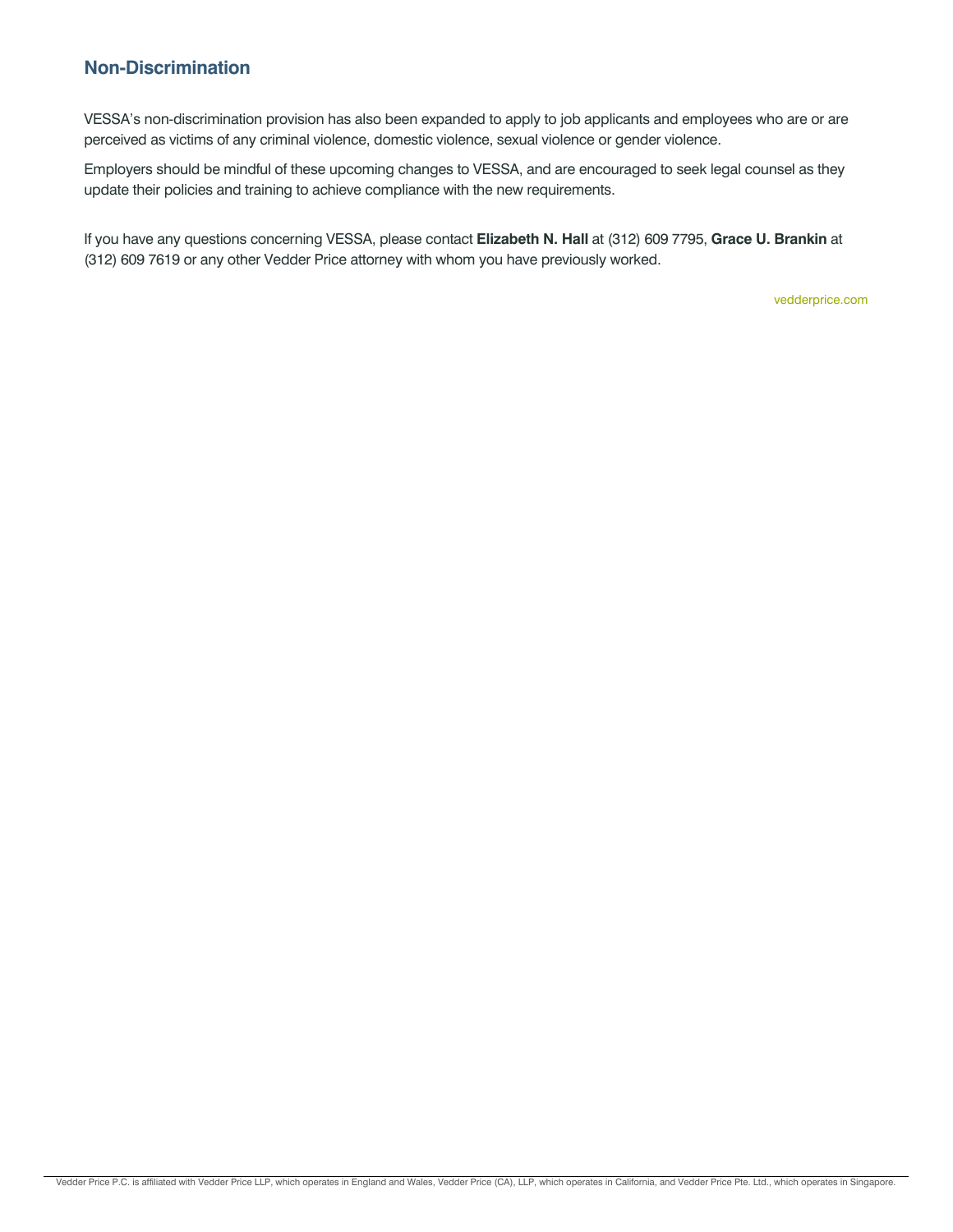## Non-Discrimination

VESSA's non-discrimination provision has also been expanded to apply to job applicants and employees who are or are perceived as victims of any criminal violence, domestic violence, sexual violence or gender violence.

Employers should be mindful of these upcoming changes to VESSA, and are encouraged to seek legal counsel as they update their policies and training to achieve compliance with the new requirements.

If you have any questions concerning VESSA, please contact **Elizabeth N. Hall** at (312) 609 7795, **Grace U. Brankin** at (312) 609 7619 or any other Vedder Price attorney with whom you have previously worked.

vedderprice.com

Vedder Price P.C. is affiliated with Vedder Price LLP, which operates in England and Wales, Vedder Price (CA), LLP, which operates in California, and Vedder Price Pte. Ltd., which operates in Singapore.